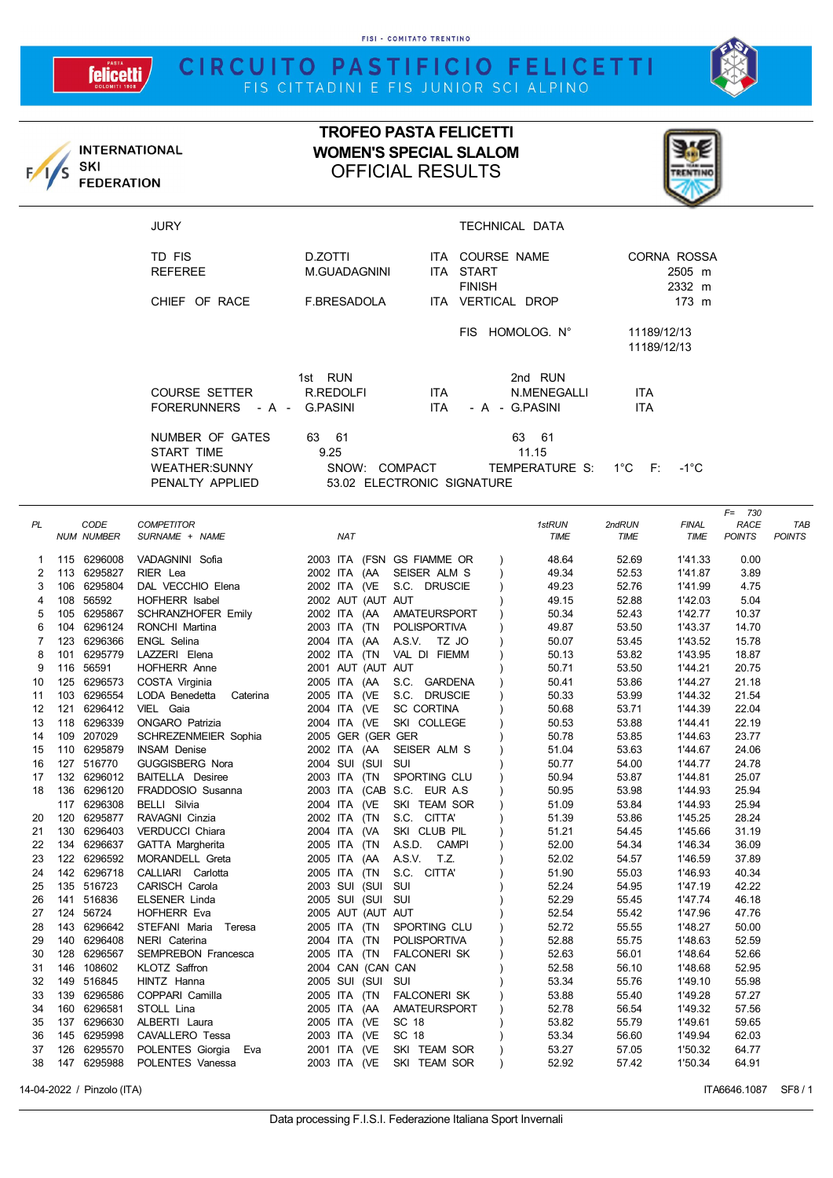FISI - COMITATO TRENTINO

# CIRCUITO PASTIFICIO FELICETTI

FIS CITTADINI E FIS JUNIOR SCI ALPINO

INTERNATIONAL SKI FEDERATION

## TROFEO PASTA FELICETTI
## WOMEN'S SPECIAL SLALOM
## OFFICIAL RESULTS

| JURY | | | TECHNICAL DATA | |
|---|---|---|---|---|
| TD FIS | D.ZOTTI | ITA | COURSE NAME | CORNA ROSSA |
| REFEREE | M.GUADAGNINI | ITA | START | 2505 m |
| | | | FINISH | 2332 m |
| CHIEF OF RACE | F.BRESADOLA | ITA | VERTICAL DROP | 173 m |
| | | | FIS HOMOLOG. N° | 11189/12/13 |
| | | | | 11189/12/13 |

| | 1st RUN | | 2nd RUN | |
|---|---|---|---|---|
| COURSE SETTER | R.REDOLFI | ITA | N.MENEGALLI | ITA |
| FORERUNNERS - A - | G.PASINI | ITA | - A - G.PASINI | ITA |
| NUMBER OF GATES | 63 61 | | 63 61 | |
| START TIME | 9.25 | | 11.15 | |

WEATHER:SUNNY SNOW: COMPACT TEMPERATURE S: 1°C F: -1°C

PENALTY APPLIED 53.02 ELECTRONIC SIGNATURE

| PL | NUM | CODE NUMBER | COMPETITOR SURNAME + NAME | NAT | 1stRUN TIME | 2ndRUN TIME | FINAL TIME | F= 730 RACE POINTS | TAB POINTS |
|---|---|---|---|---|---|---|---|---|---|
| 1 | 115 | 6296008 | VADAGNINI Sofia | 2003 ITA (FSN GS FIAMME OR ) | 48.64 | 52.69 | 1'41.33 | 0.00 | |
| 2 | 113 | 6295827 | RIER Lea | 2002 ITA (AA SEISER ALM S ) | 49.34 | 52.53 | 1'41.87 | 3.89 | |
| 3 | 106 | 6295804 | DAL VECCHIO Elena | 2002 ITA (VE S.C. DRUSCIE ) | 49.23 | 52.76 | 1'41.99 | 4.75 | |
| 4 | 108 | 56592 | HOFHERR Isabel | 2002 AUT (AUT AUT ) | 49.15 | 52.88 | 1'42.03 | 5.04 | |
| 5 | 105 | 6295867 | SCHRANZHOFER Emily | 2002 ITA (AA AMATEURSPORT ) | 50.34 | 52.43 | 1'42.77 | 10.37 | |
| 6 | 104 | 6296124 | RONCHI Martina | 2003 ITA (TN POLISPORTIVA ) | 49.87 | 53.50 | 1'43.37 | 14.70 | |
| 7 | 123 | 6296366 | ENGL Selina | 2004 ITA (AA A.S.V. TZ JO ) | 50.07 | 53.45 | 1'43.52 | 15.78 | |
| 8 | 101 | 6295779 | LAZZERI Elena | 2002 ITA (TN VAL DI FIEMM ) | 50.13 | 53.82 | 1'43.95 | 18.87 | |
| 9 | 116 | 56591 | HOFHERR Anne | 2001 AUT (AUT AUT ) | 50.71 | 53.50 | 1'44.21 | 20.75 | |
| 10 | 125 | 6296573 | COSTA Virginia | 2005 ITA (AA S.C. GARDENA ) | 50.41 | 53.86 | 1'44.27 | 21.18 | |
| 11 | 103 | 6296554 | LODA Benedetta Caterina | 2005 ITA (VE S.C. DRUSCIE ) | 50.33 | 53.99 | 1'44.32 | 21.54 | |
| 12 | 121 | 6296412 | VIEL Gaia | 2004 ITA (VE SC CORTINA ) | 50.68 | 53.71 | 1'44.39 | 22.04 | |
| 13 | 118 | 6296339 | ONGARO Patrizia | 2004 ITA (VE SKI COLLEGE ) | 50.53 | 53.88 | 1'44.41 | 22.19 | |
| 14 | 109 | 207029 | SCHREZENMEIER Sophia | 2005 GER (GER GER ) | 50.78 | 53.85 | 1'44.63 | 23.77 | |
| 15 | 110 | 6295879 | INSAM Denise | 2002 ITA (AA SEISER ALM S ) | 51.04 | 53.63 | 1'44.67 | 24.06 | |
| 16 | 127 | 516770 | GUGGISBERG Nora | 2004 SUI (SUI SUI ) | 50.77 | 54.00 | 1'44.77 | 24.78 | |
| 17 | 132 | 6296012 | BAITELLA Desiree | 2003 ITA (TN SPORTING CLU ) | 50.94 | 53.87 | 1'44.81 | 25.07 | |
| 18 | 136 | 6296120 | FRADDOSIO Susanna | 2003 ITA (CAB S.C. EUR A.S ) | 50.95 | 53.98 | 1'44.93 | 25.94 | |
| | 117 | 6296308 | BELLI Silvia | 2004 ITA (VE SKI TEAM SOR ) | 51.09 | 53.84 | 1'44.93 | 25.94 | |
| 20 | 120 | 6295877 | RAVAGNI Cinzia | 2002 ITA (TN S.C. CITTA' ) | 51.39 | 53.86 | 1'45.25 | 28.24 | |
| 21 | 130 | 6296403 | VERDUCCI Chiara | 2004 ITA (VA SKI CLUB PIL ) | 51.21 | 54.45 | 1'45.66 | 31.19 | |
| 22 | 134 | 6296637 | GATTA Margherita | 2005 ITA (TN A.S.D. CAMPI ) | 52.00 | 54.34 | 1'46.34 | 36.09 | |
| 23 | 122 | 6296592 | MORANDELL Greta | 2005 ITA (AA A.S.V. T.Z. ) | 52.02 | 54.57 | 1'46.59 | 37.89 | |
| 24 | 142 | 6296718 | CALLIARI Carlotta | 2005 ITA (TN S.C. CITTA' ) | 51.90 | 55.03 | 1'46.93 | 40.34 | |
| 25 | 135 | 516723 | CARISCH Carola | 2003 SUI (SUI SUI ) | 52.24 | 54.95 | 1'47.19 | 42.22 | |
| 26 | 141 | 516836 | ELSENER Linda | 2005 SUI (SUI SUI ) | 52.29 | 55.45 | 1'47.74 | 46.18 | |
| 27 | 124 | 56724 | HOFHERR Eva | 2005 AUT (AUT AUT ) | 52.54 | 55.42 | 1'47.96 | 47.76 | |
| 28 | 143 | 6296642 | STEFANI Maria Teresa | 2005 ITA (TN SPORTING CLU ) | 52.72 | 55.55 | 1'48.27 | 50.00 | |
| 29 | 140 | 6296408 | NERI Caterina | 2004 ITA (TN POLISPORTIVA ) | 52.88 | 55.75 | 1'48.63 | 52.59 | |
| 30 | 128 | 6296567 | SEMPREBON Francesca | 2005 ITA (TN FALCONERI SK ) | 52.63 | 56.01 | 1'48.64 | 52.66 | |
| 31 | 146 | 108602 | KLOTZ Saffron | 2004 CAN (CAN CAN ) | 52.58 | 56.10 | 1'48.68 | 52.95 | |
| 32 | 149 | 516845 | HINTZ Hanna | 2005 SUI (SUI SUI ) | 53.34 | 55.76 | 1'49.10 | 55.98 | |
| 33 | 139 | 6296586 | COPPARI Camilla | 2005 ITA (TN FALCONERI SK ) | 53.88 | 55.40 | 1'49.28 | 57.27 | |
| 34 | 160 | 6296581 | STOLL Lina | 2005 ITA (AA AMATEURSPORT ) | 52.78 | 56.54 | 1'49.32 | 57.56 | |
| 35 | 137 | 6296630 | ALBERTI Laura | 2005 ITA (VE SC 18 ) | 53.82 | 55.79 | 1'49.61 | 59.65 | |
| 36 | 145 | 6295998 | CAVALLERO Tessa | 2003 ITA (VE SC 18 ) | 53.34 | 56.60 | 1'49.94 | 62.03 | |
| 37 | 126 | 6295570 | POLENTES Giorgia Eva | 2001 ITA (VE SKI TEAM SOR ) | 53.27 | 57.05 | 1'50.32 | 64.77 | |
| 38 | 147 | 6295988 | POLENTES Vanessa | 2003 ITA (VE SKI TEAM SOR ) | 52.92 | 57.42 | 1'50.34 | 64.91 | |

14-04-2022 / Pinzolo (ITA) ITA6646.1087 SF8 / 1

Data processing F.I.S.I. Federazione Italiana Sport Invernali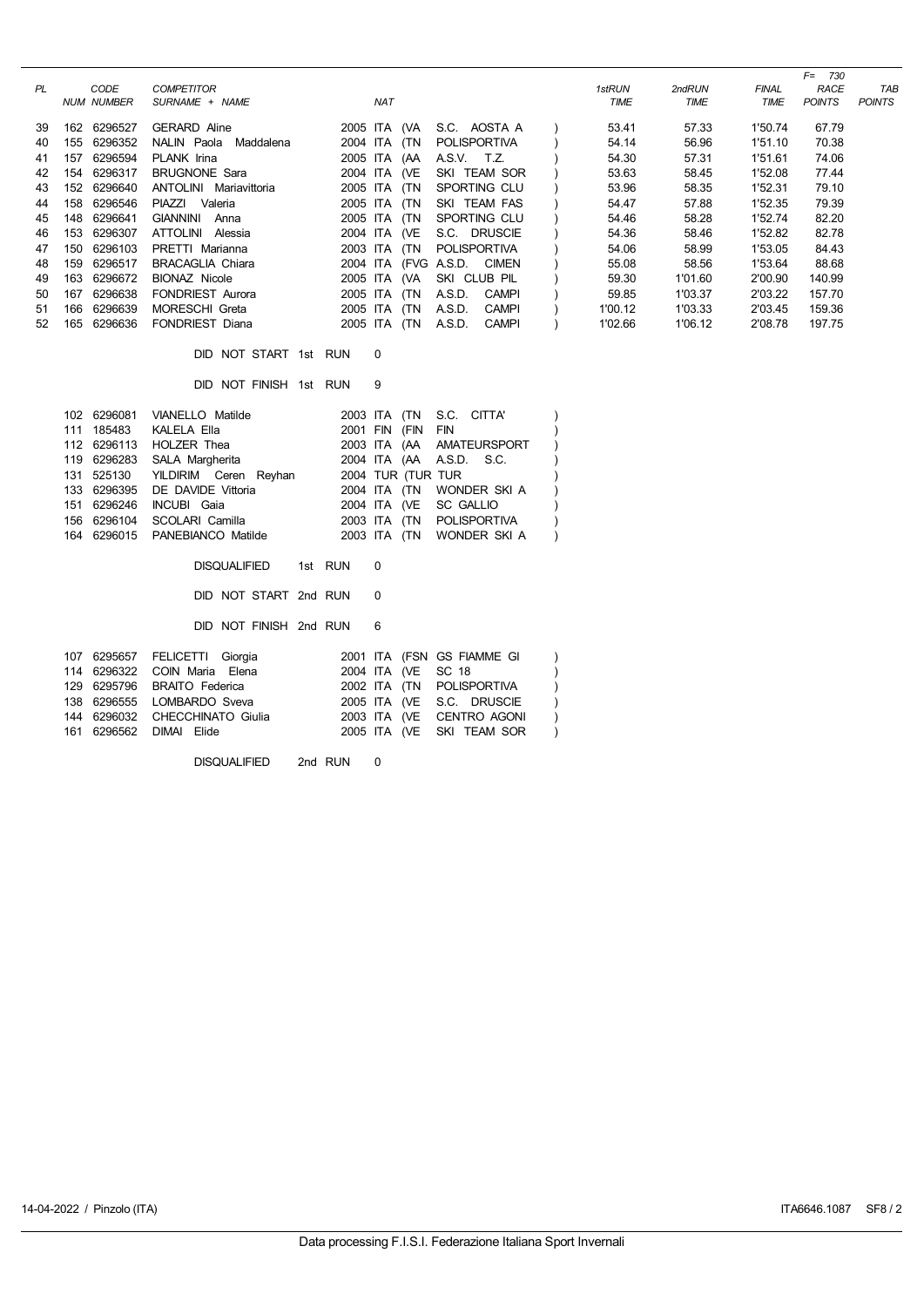| PL | NUM | CODE NUMBER | COMPETITOR SURNAME + NAME | NAT | | 1stRUN TIME | 2ndRUN TIME | FINAL TIME | F= 730 RACE POINTS | TAB POINTS |
|---|---|---|---|---|---|---|---|---|---|---|
| 39 | 162 | 6296527 | GERARD Aline | 2005 ITA (VA | S.C. AOSTA A ) | 53.41 | 57.33 | 1'50.74 | 67.79 | |
| 40 | 155 | 6296352 | NALIN Paola Maddalena | 2004 ITA (TN | POLISPORTIVA ) | 54.14 | 56.96 | 1'51.10 | 70.38 | |
| 41 | 157 | 6296594 | PLANK Irina | 2005 ITA (AA | A.S.V. T.Z. ) | 54.30 | 57.31 | 1'51.61 | 74.06 | |
| 42 | 154 | 6296317 | BRUGNONE Sara | 2004 ITA (VE | SKI TEAM SOR ) | 53.63 | 58.45 | 1'52.08 | 77.44 | |
| 43 | 152 | 6296640 | ANTOLINI Mariavittoria | 2005 ITA (TN | SPORTING CLU ) | 53.96 | 58.35 | 1'52.31 | 79.10 | |
| 44 | 158 | 6296546 | PIAZZI Valeria | 2005 ITA (TN | SKI TEAM FAS ) | 54.47 | 57.88 | 1'52.35 | 79.39 | |
| 45 | 148 | 6296641 | GIANNINI Anna | 2005 ITA (TN | SPORTING CLU ) | 54.46 | 58.28 | 1'52.74 | 82.20 | |
| 46 | 153 | 6296307 | ATTOLINI Alessia | 2004 ITA (VE | S.C. DRUSCIE ) | 54.36 | 58.46 | 1'52.82 | 82.78 | |
| 47 | 150 | 6296103 | PRETTI Marianna | 2003 ITA (TN | POLISPORTIVA ) | 54.06 | 58.99 | 1'53.05 | 84.43 | |
| 48 | 159 | 6296517 | BRACAGLIA Chiara | 2004 ITA (FVG | A.S.D. CIMEN ) | 55.08 | 58.56 | 1'53.64 | 88.68 | |
| 49 | 163 | 6296672 | BIONAZ Nicole | 2005 ITA (VA | SKI CLUB PIL ) | 59.30 | 1'01.60 | 2'00.90 | 140.99 | |
| 50 | 167 | 6296638 | FONDRIEST Aurora | 2005 ITA (TN | A.S.D. CAMPI ) | 59.85 | 1'03.37 | 2'03.22 | 157.70 | |
| 51 | 166 | 6296639 | MORESCHI Greta | 2005 ITA (TN | A.S.D. CAMPI ) | 1'00.12 | 1'03.33 | 2'03.45 | 159.36 | |
| 52 | 165 | 6296636 | FONDRIEST Diana | 2005 ITA (TN | A.S.D. CAMPI ) | 1'02.66 | 1'06.12 | 2'08.78 | 197.75 | |

DID NOT START 1st RUN 0

DID NOT FINISH 1st RUN 9

| NUM | CODE NUMBER | COMPETITOR SURNAME + NAME | NAT | |
|---|---|---|---|---|
| 102 | 6296081 | VIANELLO Matilde | 2003 ITA (TN | S.C. CITTA' ) |
| 111 | 185483 | KALELA Ella | 2001 FIN (FIN | FIN ) |
| 112 | 6296113 | HOLZER Thea | 2003 ITA (AA | AMATEURSPORT ) |
| 119 | 6296283 | SALA Margherita | 2004 ITA (AA | A.S.D. S.C. ) |
| 131 | 525130 | YILDIRIM Ceren Reyhan | 2004 TUR (TUR | TUR ) |
| 133 | 6296395 | DE DAVIDE Vittoria | 2004 ITA (TN | WONDER SKI A ) |
| 151 | 6296246 | INCUBI Gaia | 2004 ITA (VE | SC GALLIO ) |
| 156 | 6296104 | SCOLARI Camilla | 2003 ITA (TN | POLISPORTIVA ) |
| 164 | 6296015 | PANEBIANCO Matilde | 2003 ITA (TN | WONDER SKI A ) |

DISQUALIFIED 1st RUN 0

DID NOT START 2nd RUN 0

DID NOT FINISH 2nd RUN 6

| NUM | CODE NUMBER | COMPETITOR SURNAME + NAME | NAT | |
|---|---|---|---|---|
| 107 | 6295657 | FELICETTI Giorgia | 2001 ITA (FSN | GS FIAMME GI ) |
| 114 | 6296322 | COIN Maria Elena | 2004 ITA (VE | SC 18 ) |
| 129 | 6295796 | BRAITO Federica | 2002 ITA (TN | POLISPORTIVA ) |
| 138 | 6296555 | LOMBARDO Sveva | 2005 ITA (VE | S.C. DRUSCIE ) |
| 144 | 6296032 | CHECCHINATO Giulia | 2003 ITA (VE | CENTRO AGONI ) |
| 161 | 6296562 | DIMAI Elide | 2005 ITA (VE | SKI TEAM SOR ) |

DISQUALIFIED 2nd RUN 0

14-04-2022 / Pinzolo (ITA) ITA6646.1087 SF8 / 2

Data processing F.I.S.I. Federazione Italiana Sport Invernali